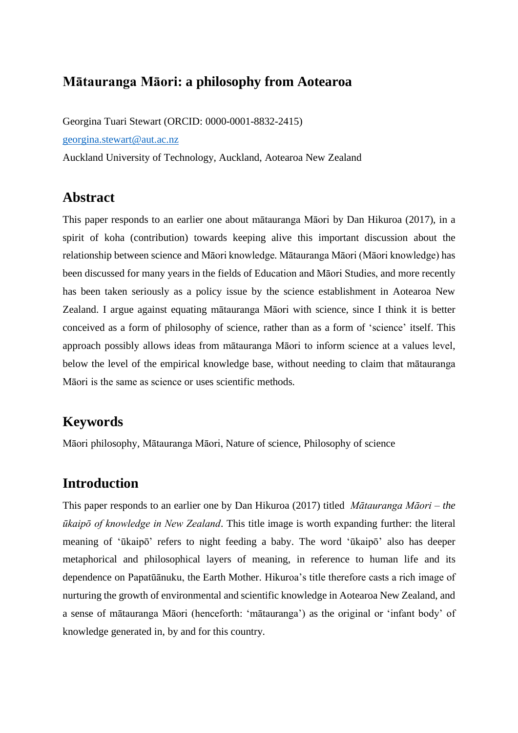# Mātauranga Māori: a philosophy from Aotearoa

Georgina Tuari Stewart (ORCID: 0000-0001-8832-2415)

georgina.stewart@aut.ac.nz

Auckland University of Technology, Auckland, Aotearoa New Zealand

## Abstract

This paper responds to an earlier one about mātauranga Māori by Dan Hikuroa (2017), in a spirit of koha (contribution) towards keeping alive this important discussion about the relationship between science and Māori knowledge. Mātauranga Māori (Māori knowledge) has been discussed for many years in the fields of Education and Māori Studies, and more recently has been taken seriously as a policy issue by the science establishment in Aotearoa New Zealand. I argue against equating mātauranga Māori with science, since I think it is better conceived as a form of philosophy of science, rather than as a form of 'science' itself. This approach possibly allows ideas from mātauranga Māori to inform science at a values level, below the level of the empirical knowledge base, without needing to claim that mātauranga Māori is the same as science or uses scientific methods.

## Keywords

Māori philosophy, Mātauranga Māori, Nature of science, Philosophy of science

## Introduction

This paper responds to an earlier one by Dan Hikuroa (2017) titled *Mātauranga Māori – the ūkaipō of knowledge in New Zealand*. This title image is worth expanding further: the literal meaning of 'ūkaipō' refers to night feeding a baby. The word 'ūkaipō' also has deeper metaphorical and philosophical layers of meaning, in reference to human life and its dependence on Papatūānuku, the Earth Mother. Hikuroa's title therefore casts a rich image of nurturing the growth of environmental and scientific knowledge in Aotearoa New Zealand, and a sense of mātauranga Māori (henceforth: 'mātauranga') as the original or 'infant body' of knowledge generated in, by and for this country.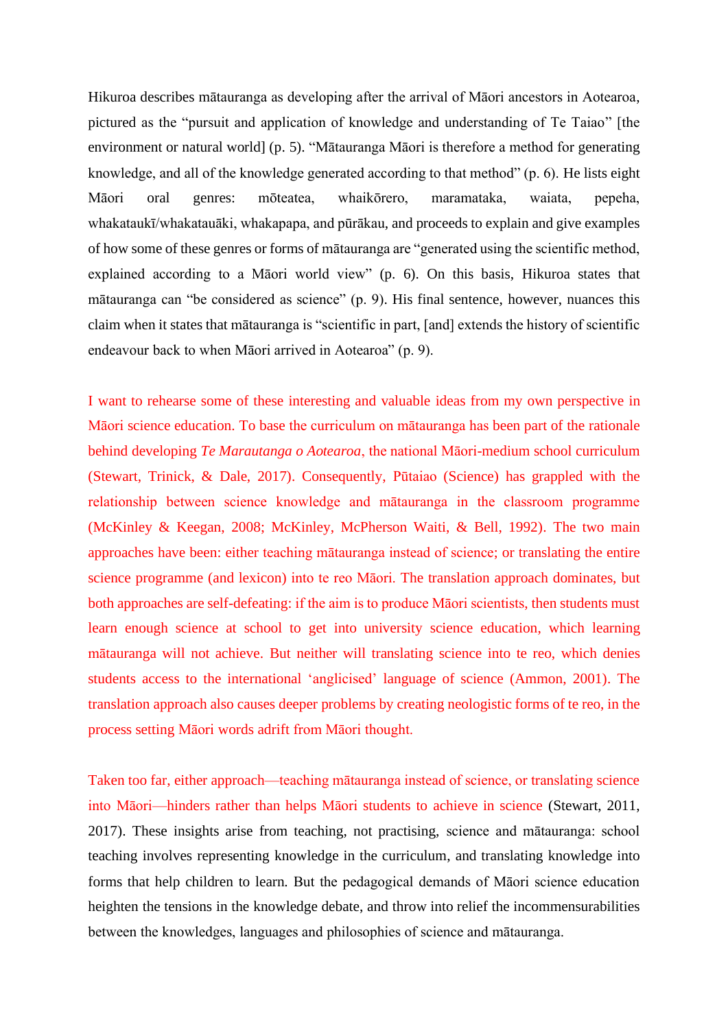Hikuroa describes mātauranga as developing after the arrival of Māori ancestors in Aotearoa, pictured as the "pursuit and application of knowledge and understanding of Te Taiao" [the environment or natural world] (p. 5). "Mātauranga Māori is therefore a method for generating knowledge, and all of the knowledge generated according to that method" (p. 6). He lists eight Māori oral genres: mōteatea, whaikōrero, maramataka, waiata, pepeha, whakataukī/whakatauāki, whakapapa, and pūrākau, and proceeds to explain and give examples of how some of these genres or forms of mātauranga are "generated using the scientific method, explained according to a Māori world view" (p. 6). On this basis, Hikuroa states that mātauranga can "be considered as science" (p. 9). His final sentence, however, nuances this claim when it states that mātauranga is "scientific in part, [and] extends the history of scientific endeavour back to when Māori arrived in Aotearoa" (p. 9).

I want to rehearse some of these interesting and valuable ideas from my own perspective in Māori science education. To base the curriculum on mātauranga has been part of the rationale behind developing *Te Marautanga o Aotearoa*, the national Māori-medium school curriculum (Stewart, Trinick, & Dale, 2017). Consequently, Pūtaiao (Science) has grappled with the relationship between science knowledge and mātauranga in the classroom programme (McKinley & Keegan, 2008; McKinley, McPherson Waiti, & Bell, 1992). The two main approaches have been: either teaching mātauranga instead of science; or translating the entire science programme (and lexicon) into te reo Māori. The translation approach dominates, but both approaches are self-defeating: if the aim is to produce Māori scientists, then students must learn enough science at school to get into university science education, which learning mātauranga will not achieve. But neither will translating science into te reo, which denies students access to the international 'anglicised' language of science (Ammon, 2001). The translation approach also causes deeper problems by creating neologistic forms of te reo, in the process setting Māori words adrift from Māori thought.

Taken too far, either approach—teaching mātauranga instead of science, or translating science into Māori—hinders rather than helps Māori students to achieve in science (Stewart, 2011, 2017). These insights arise from teaching, not practising, science and mātauranga: school teaching involves representing knowledge in the curriculum, and translating knowledge into forms that help children to learn. But the pedagogical demands of Māori science education heighten the tensions in the knowledge debate, and throw into relief the incommensurabilities between the knowledges, languages and philosophies of science and mātauranga.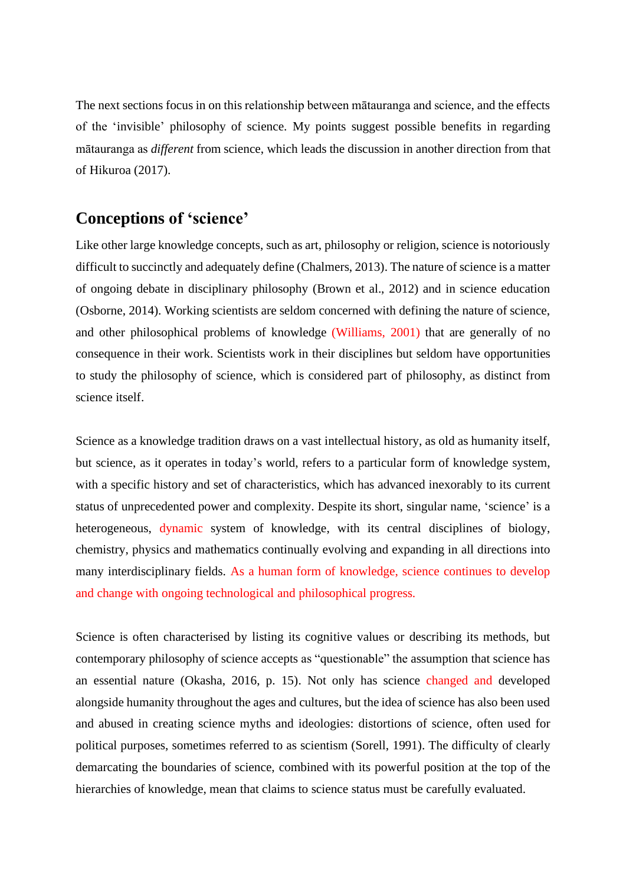The next sections focus in on this relationship between mātauranga and science, and the effects of the 'invisible' philosophy of science. My points suggest possible benefits in regarding mātauranga as *different* from science, which leads the discussion in another direction from that of Hikuroa (2017).

## Conceptions of 'science'

Like other large knowledge concepts, such as art, philosophy or religion, science is notoriously difficult to succinctly and adequately define (Chalmers, 2013). The nature of science is a matter of ongoing debate in disciplinary philosophy (Brown et al., 2012) and in science education (Osborne, 2014). Working scientists are seldom concerned with defining the nature of science, and other philosophical problems of knowledge (Williams, 2001) that are generally of no consequence in their work. Scientists work in their disciplines but seldom have opportunities to study the philosophy of science, which is considered part of philosophy, as distinct from science itself.

Science as a knowledge tradition draws on a vast intellectual history, as old as humanity itself, but science, as it operates in today's world, refers to a particular form of knowledge system, with a specific history and set of characteristics, which has advanced inexorably to its current status of unprecedented power and complexity. Despite its short, singular name, 'science' is a heterogeneous, dynamic system of knowledge, with its central disciplines of biology, chemistry, physics and mathematics continually evolving and expanding in all directions into many interdisciplinary fields. As a human form of knowledge, science continues to develop and change with ongoing technological and philosophical progress.

Science is often characterised by listing its cognitive values or describing its methods, but contemporary philosophy of science accepts as "questionable" the assumption that science has an essential nature (Okasha, 2016, p. 15). Not only has science changed and developed alongside humanity throughout the ages and cultures, but the idea of science has also been used and abused in creating science myths and ideologies: distortions of science, often used for political purposes, sometimes referred to as scientism (Sorell, 1991). The difficulty of clearly demarcating the boundaries of science, combined with its powerful position at the top of the hierarchies of knowledge, mean that claims to science status must be carefully evaluated.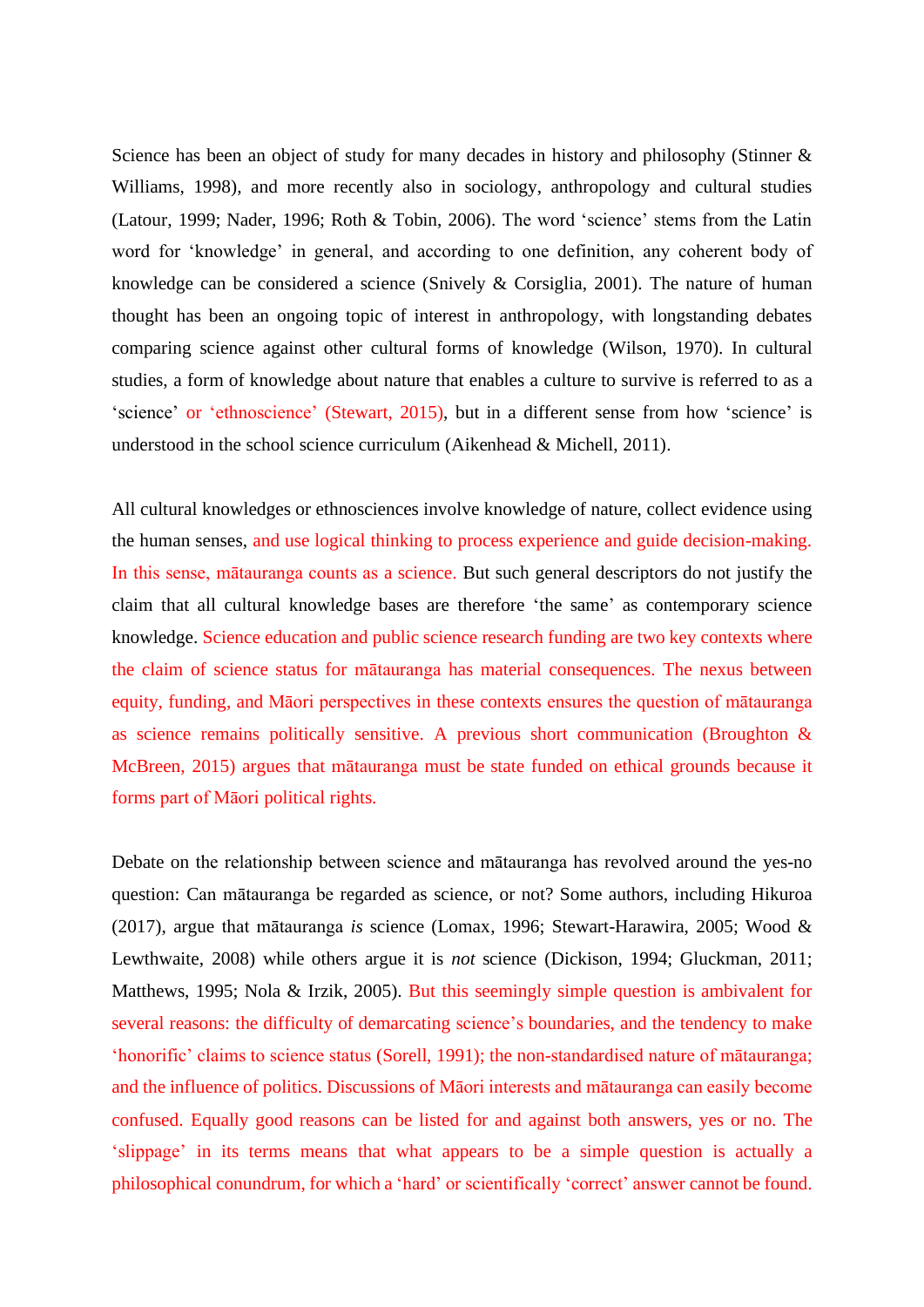Science has been an object of study for many decades in history and philosophy (Stinner & Williams, 1998), and more recently also in sociology, anthropology and cultural studies (Latour, 1999; Nader, 1996; Roth & Tobin, 2006). The word ‘science’ stems from the Latin word for ‘knowledge’ in general, and according to one definition, any coherent body of knowledge can be considered a science (Snively & Corsiglia, 2001). The nature of human thought has been an ongoing topic of interest in anthropology, with longstanding debates comparing science against other cultural forms of knowledge (Wilson, 1970). In cultural studies, a form of knowledge about nature that enables a culture to survive is referred to as a ‘science’ or ‘ethnoscience’ (Stewart, 2015), but in a different sense from how ‘science’ is understood in the school science curriculum (Aikenhead & Michell, 2011).

All cultural knowledges or ethnosciences involve knowledge of nature, collect evidence using the human senses, and use logical thinking to process experience and guide decision-making. In this sense, mātauranga counts as a science. But such general descriptors do not justify the claim that all cultural knowledge bases are therefore ‘the same’ as contemporary science knowledge. Science education and public science research funding are two key contexts where the claim of science status for mātauranga has material consequences. The nexus between equity, funding, and Māori perspectives in these contexts ensures the question of mātauranga as science remains politically sensitive. A previous short communication (Broughton & McBreen, 2015) argues that mātauranga must be state funded on ethical grounds because it forms part of Māori political rights.

Debate on the relationship between science and mātauranga has revolved around the yes-no question: Can mātauranga be regarded as science, or not? Some authors, including Hikuroa (2017), argue that mātauranga *is* science (Lomax, 1996; Stewart-Harawira, 2005; Wood & Lewthwaite, 2008) while others argue it is *not* science (Dickison, 1994; Gluckman, 2011; Matthews, 1995; Nola & Irzik, 2005). But this seemingly simple question is ambivalent for several reasons: the difficulty of demarcating science’s boundaries, and the tendency to make ‘honorific’ claims to science status (Sorell, 1991); the non-standardised nature of mātauranga; and the influence of politics. Discussions of Māori interests and mātauranga can easily become confused. Equally good reasons can be listed for and against both answers, yes or no. The ‘slippage’ in its terms means that what appears to be a simple question is actually a philosophical conundrum, for which a ‘hard’ or scientifically ‘correct’ answer cannot be found.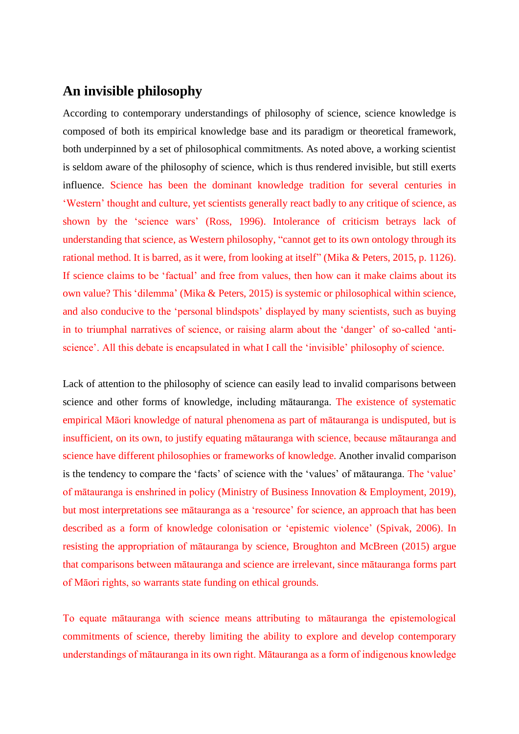## An invisible philosophy

According to contemporary understandings of philosophy of science, science knowledge is composed of both its empirical knowledge base and its paradigm or theoretical framework, both underpinned by a set of philosophical commitments. As noted above, a working scientist is seldom aware of the philosophy of science, which is thus rendered invisible, but still exerts influence. Science has been the dominant knowledge tradition for several centuries in 'Western' thought and culture, yet scientists generally react badly to any critique of science, as shown by the 'science wars' (Ross, 1996). Intolerance of criticism betrays lack of understanding that science, as Western philosophy, "cannot get to its own ontology through its rational method. It is barred, as it were, from looking at itself" (Mika & Peters, 2015, p. 1126). If science claims to be 'factual' and free from values, then how can it make claims about its own value? This 'dilemma' (Mika & Peters, 2015) is systemic or philosophical within science, and also conducive to the 'personal blindspots' displayed by many scientists, such as buying in to triumphal narratives of science, or raising alarm about the 'danger' of so-called 'anti-science'. All this debate is encapsulated in what I call the 'invisible' philosophy of science.

Lack of attention to the philosophy of science can easily lead to invalid comparisons between science and other forms of knowledge, including mātauranga. The existence of systematic empirical Māori knowledge of natural phenomena as part of mātauranga is undisputed, but is insufficient, on its own, to justify equating mātauranga with science, because mātauranga and science have different philosophies or frameworks of knowledge. Another invalid comparison is the tendency to compare the 'facts' of science with the 'values' of mātauranga. The 'value' of mātauranga is enshrined in policy (Ministry of Business Innovation & Employment, 2019), but most interpretations see mātauranga as a 'resource' for science, an approach that has been described as a form of knowledge colonisation or 'epistemic violence' (Spivak, 2006). In resisting the appropriation of mātauranga by science, Broughton and McBreen (2015) argue that comparisons between mātauranga and science are irrelevant, since mātauranga forms part of Māori rights, so warrants state funding on ethical grounds.

To equate mātauranga with science means attributing to mātauranga the epistemological commitments of science, thereby limiting the ability to explore and develop contemporary understandings of mātauranga in its own right. Mātauranga as a form of indigenous knowledge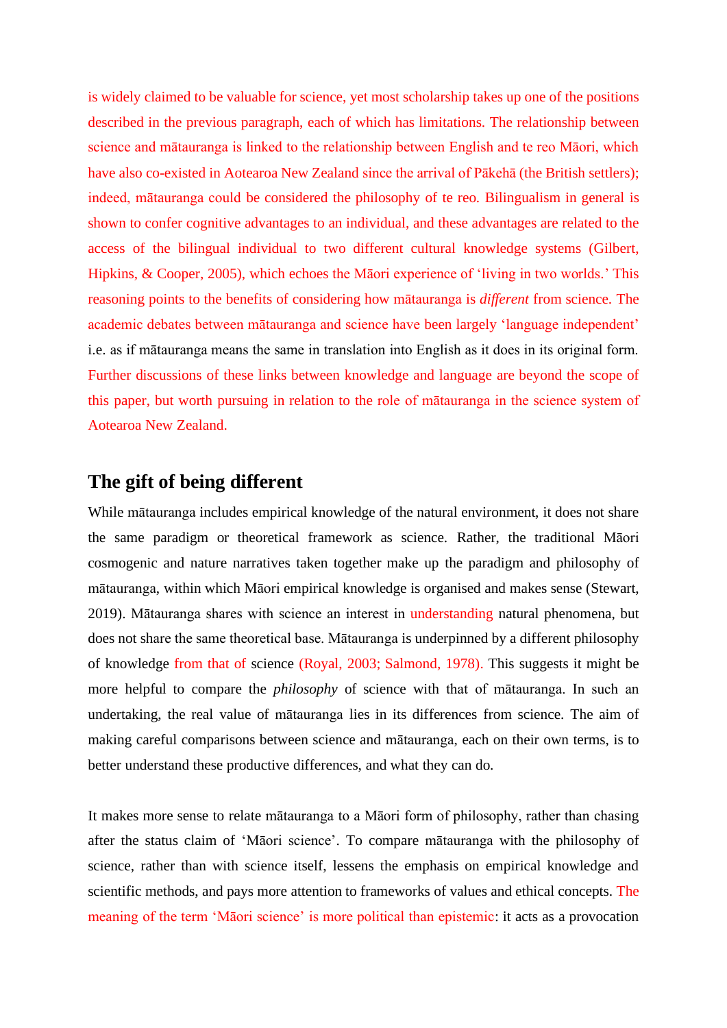is widely claimed to be valuable for science, yet most scholarship takes up one of the positions described in the previous paragraph, each of which has limitations. The relationship between science and mātauranga is linked to the relationship between English and te reo Māori, which have also co-existed in Aotearoa New Zealand since the arrival of Pākehā (the British settlers); indeed, mātauranga could be considered the philosophy of te reo. Bilingualism in general is shown to confer cognitive advantages to an individual, and these advantages are related to the access of the bilingual individual to two different cultural knowledge systems (Gilbert, Hipkins, & Cooper, 2005), which echoes the Māori experience of 'living in two worlds.' This reasoning points to the benefits of considering how mātauranga is *different* from science. The academic debates between mātauranga and science have been largely 'language independent' i.e. as if mātauranga means the same in translation into English as it does in its original form. Further discussions of these links between knowledge and language are beyond the scope of this paper, but worth pursuing in relation to the role of mātauranga in the science system of Aotearoa New Zealand.

## The gift of being different

While mātauranga includes empirical knowledge of the natural environment, it does not share the same paradigm or theoretical framework as science. Rather, the traditional Māori cosmogenic and nature narratives taken together make up the paradigm and philosophy of mātauranga, within which Māori empirical knowledge is organised and makes sense (Stewart, 2019). Mātauranga shares with science an interest in understanding natural phenomena, but does not share the same theoretical base. Mātauranga is underpinned by a different philosophy of knowledge from that of science (Royal, 2003; Salmond, 1978). This suggests it might be more helpful to compare the *philosophy* of science with that of mātauranga. In such an undertaking, the real value of mātauranga lies in its differences from science. The aim of making careful comparisons between science and mātauranga, each on their own terms, is to better understand these productive differences, and what they can do.

It makes more sense to relate mātauranga to a Māori form of philosophy, rather than chasing after the status claim of 'Māori science'. To compare mātauranga with the philosophy of science, rather than with science itself, lessens the emphasis on empirical knowledge and scientific methods, and pays more attention to frameworks of values and ethical concepts. The meaning of the term 'Māori science' is more political than epistemic: it acts as a provocation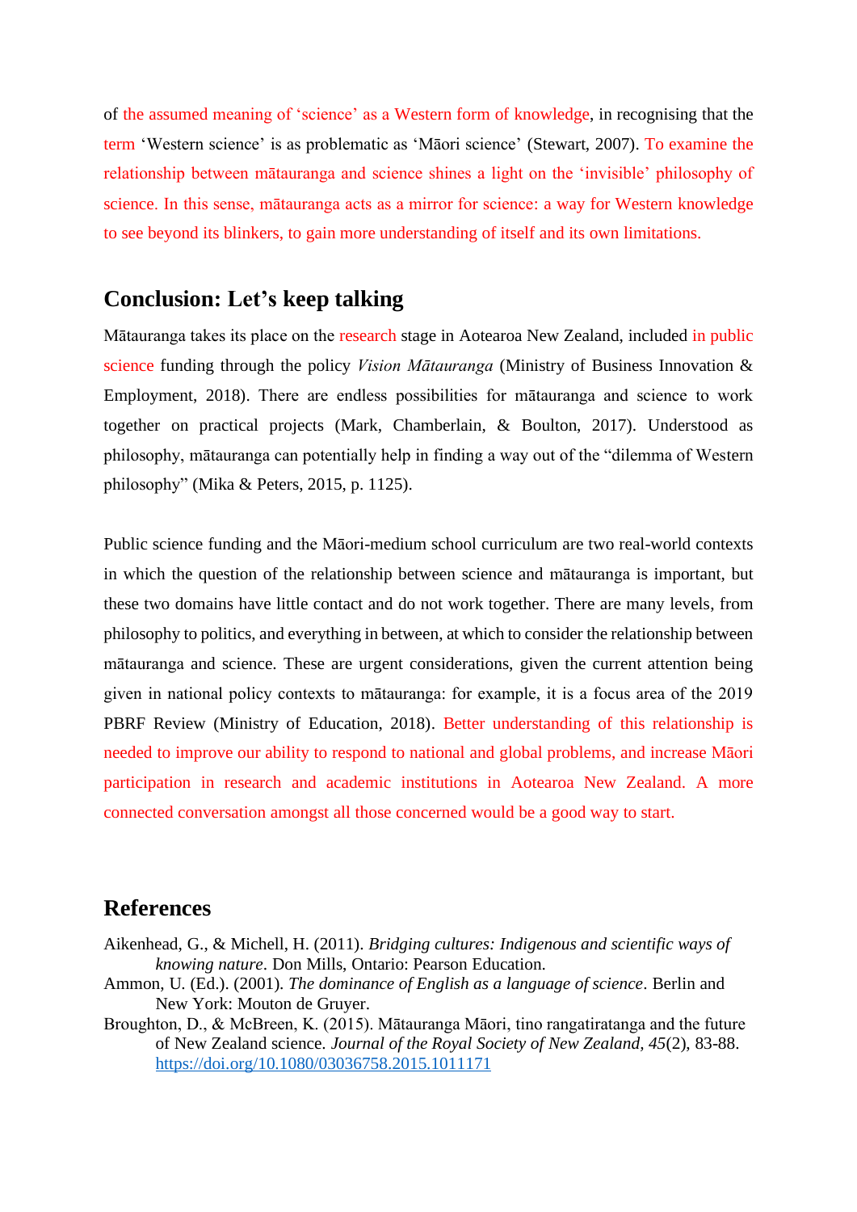of the assumed meaning of 'science' as a Western form of knowledge, in recognising that the term 'Western science' is as problematic as 'Māori science' (Stewart, 2007). To examine the relationship between mātauranga and science shines a light on the 'invisible' philosophy of science. In this sense, mātauranga acts as a mirror for science: a way for Western knowledge to see beyond its blinkers, to gain more understanding of itself and its own limitations.

## Conclusion: Let's keep talking

Mātauranga takes its place on the research stage in Aotearoa New Zealand, included in public science funding through the policy *Vision Mātauranga* (Ministry of Business Innovation & Employment, 2018). There are endless possibilities for mātauranga and science to work together on practical projects (Mark, Chamberlain, & Boulton, 2017). Understood as philosophy, mātauranga can potentially help in finding a way out of the "dilemma of Western philosophy" (Mika & Peters, 2015, p. 1125).

Public science funding and the Māori-medium school curriculum are two real-world contexts in which the question of the relationship between science and mātauranga is important, but these two domains have little contact and do not work together. There are many levels, from philosophy to politics, and everything in between, at which to consider the relationship between mātauranga and science. These are urgent considerations, given the current attention being given in national policy contexts to mātauranga: for example, it is a focus area of the 2019 PBRF Review (Ministry of Education, 2018). Better understanding of this relationship is needed to improve our ability to respond to national and global problems, and increase Māori participation in research and academic institutions in Aotearoa New Zealand. A more connected conversation amongst all those concerned would be a good way to start.

## References

Aikenhead, G., & Michell, H. (2011). *Bridging cultures: Indigenous and scientific ways of knowing nature*. Don Mills, Ontario: Pearson Education.

Ammon, U. (Ed.). (2001). *The dominance of English as a language of science*. Berlin and New York: Mouton de Gruyer.

Broughton, D., & McBreen, K. (2015). Mātauranga Māori, tino rangatiratanga and the future of New Zealand science. *Journal of the Royal Society of New Zealand, 45*(2), 83-88. https://doi.org/10.1080/03036758.2015.1011171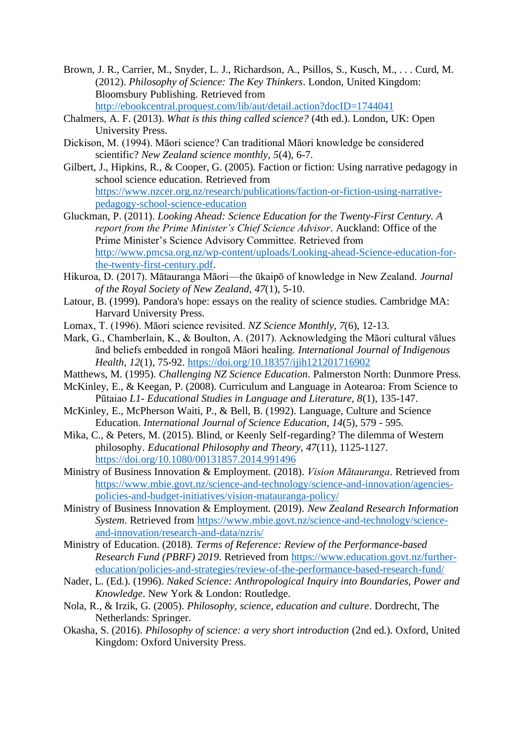Brown, J. R., Carrier, M., Snyder, L. J., Richardson, A., Psillos, S., Kusch, M., . . . Curd, M. (2012). *Philosophy of Science: The Key Thinkers*. London, United Kingdom: Bloomsbury Publishing. Retrieved from http://ebookcentral.proquest.com/lib/aut/detail.action?docID=1744041

Chalmers, A. F. (2013). *What is this thing called science?* (4th ed.). London, UK: Open University Press.

Dickison, M. (1994). Māori science? Can traditional Māori knowledge be considered scientific? *New Zealand science monthly, 5*(4), 6-7.

Gilbert, J., Hipkins, R., & Cooper, G. (2005). Faction or fiction: Using narrative pedagogy in school science education. Retrieved from https://www.nzcer.org.nz/research/publications/faction-or-fiction-using-narrative-pedagogy-school-science-education

Gluckman, P. (2011). *Looking Ahead: Science Education for the Twenty-First Century. A report from the Prime Minister's Chief Science Advisor*. Auckland: Office of the Prime Minister's Science Advisory Committee. Retrieved from http://www.pmcsa.org.nz/wp-content/uploads/Looking-ahead-Science-education-for-the-twenty-first-century.pdf.

Hikuroa, D. (2017). Mātauranga Māori—the ūkaipō of knowledge in New Zealand. *Journal of the Royal Society of New Zealand, 47*(1), 5-10.

Latour, B. (1999). Pandora's hope: essays on the reality of science studies. Cambridge MA: Harvard University Press.

Lomax, T. (1996). Māori science revisited. *NZ Science Monthly, 7*(6), 12-13.

Mark, G., Chamberlain, K., & Boulton, A. (2017). Acknowledging the Māori cultural vālues ānd beliefs embedded in rongoā Māori healing. *International Journal of Indigenous Health, 12*(1), 75-92. https://doi.org/10.18357/ijih121201716902

Matthews, M. (1995). *Challenging NZ Science Education*. Palmerston North: Dunmore Press.

McKinley, E., & Keegan, P. (2008). Curriculum and Language in Aotearoa: From Science to Pūtaiao *L1- Educational Studies in Language and Literature, 8*(1), 135-147.

McKinley, E., McPherson Waiti, P., & Bell, B. (1992). Language, Culture and Science Education. *International Journal of Science Education, 14*(5), 579 - 595.

Mika, C., & Peters, M. (2015). Blind, or Keenly Self-regarding? The dilemma of Western philosophy. *Educational Philosophy and Theory, 47*(11), 1125-1127. https://doi.org/10.1080/00131857.2014.991496

Ministry of Business Innovation & Employment. (2018). *Vision Mātauranga*. Retrieved from https://www.mbie.govt.nz/science-and-technology/science-and-innovation/agencies-policies-and-budget-initiatives/vision-matauranga-policy/

Ministry of Business Innovation & Employment. (2019). *New Zealand Research Information System*. Retrieved from https://www.mbie.govt.nz/science-and-technology/science-and-innovation/research-and-data/nzris/

Ministry of Education. (2018). *Terms of Reference: Review of the Performance-based Research Fund (PBRF) 2019*. Retrieved from https://www.education.govt.nz/further-education/policies-and-strategies/review-of-the-performance-based-research-fund/

Nader, L. (Ed.). (1996). *Naked Science: Anthropological Inquiry into Boundaries, Power and Knowledge*. New York & London: Routledge.

Nola, R., & Irzik, G. (2005). *Philosophy, science, education and culture*. Dordrecht, The Netherlands: Springer.

Okasha, S. (2016). *Philosophy of science: a very short introduction* (2nd ed.). Oxford, United Kingdom: Oxford University Press.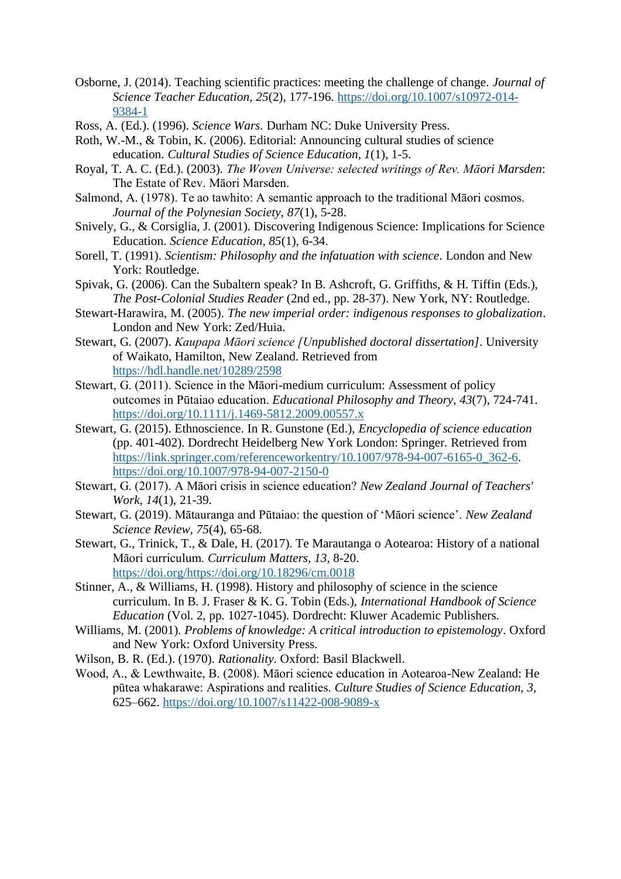Osborne, J. (2014). Teaching scientific practices: meeting the challenge of change. *Journal of Science Teacher Education, 25*(2), 177-196. https://doi.org/10.1007/s10972-014-9384-1

Ross, A. (Ed.). (1996). *Science Wars*. Durham NC: Duke University Press.

Roth, W.-M., & Tobin, K. (2006). Editorial: Announcing cultural studies of science education. *Cultural Studies of Science Education, 1*(1), 1-5.

Royal, T. A. C. (Ed.). (2003). *The Woven Universe: selected writings of Rev. Māori Marsden*: The Estate of Rev. Māori Marsden.

Salmond, A. (1978). Te ao tawhito: A semantic approach to the traditional Māori cosmos. *Journal of the Polynesian Society, 87*(1), 5-28.

Snively, G., & Corsiglia, J. (2001). Discovering Indigenous Science: Implications for Science Education. *Science Education, 85*(1), 6-34.

Sorell, T. (1991). *Scientism: Philosophy and the infatuation with science*. London and New York: Routledge.

Spivak, G. (2006). Can the Subaltern speak? In B. Ashcroft, G. Griffiths, & H. Tiffin (Eds.), *The Post-Colonial Studies Reader* (2nd ed., pp. 28-37). New York, NY: Routledge.

Stewart-Harawira, M. (2005). *The new imperial order: indigenous responses to globalization*. London and New York: Zed/Huia.

Stewart, G. (2007). *Kaupapa Māori science [Unpublished doctoral dissertation]*. University of Waikato, Hamilton, New Zealand. Retrieved from https://hdl.handle.net/10289/2598

Stewart, G. (2011). Science in the Māori-medium curriculum: Assessment of policy outcomes in Pūtaiao education. *Educational Philosophy and Theory, 43*(7), 724-741. https://doi.org/10.1111/j.1469-5812.2009.00557.x

Stewart, G. (2015). Ethnoscience. In R. Gunstone (Ed.), *Encyclopedia of science education* (pp. 401-402). Dordrecht Heidelberg New York London: Springer. Retrieved from https://link.springer.com/referenceworkentry/10.1007/978-94-007-6165-0_362-6. https://doi.org/10.1007/978-94-007-2150-0

Stewart, G. (2017). A Māori crisis in science education? *New Zealand Journal of Teachers' Work, 14*(1), 21-39.

Stewart, G. (2019). Mātauranga and Pūtaiao: the question of 'Māori science'. *New Zealand Science Review, 75*(4), 65-68.

Stewart, G., Trinick, T., & Dale, H. (2017). Te Marautanga o Aotearoa: History of a national Māori curriculum. *Curriculum Matters, 13*, 8-20. https://doi.org/https://doi.org/10.18296/cm.0018

Stinner, A., & Williams, H. (1998). History and philosophy of science in the science curriculum. In B. J. Fraser & K. G. Tobin (Eds.), *International Handbook of Science Education* (Vol. 2, pp. 1027-1045). Dordrecht: Kluwer Academic Publishers.

Williams, M. (2001). *Problems of knowledge: A critical introduction to epistemology*. Oxford and New York: Oxford University Press.

Wilson, B. R. (Ed.). (1970). *Rationality*. Oxford: Basil Blackwell.

Wood, A., & Lewthwaite, B. (2008). Māori science education in Aotearoa-New Zealand: He pūtea whakarawe: Aspirations and realities. *Culture Studies of Science Education, 3*, 625–662. https://doi.org/10.1007/s11422-008-9089-x